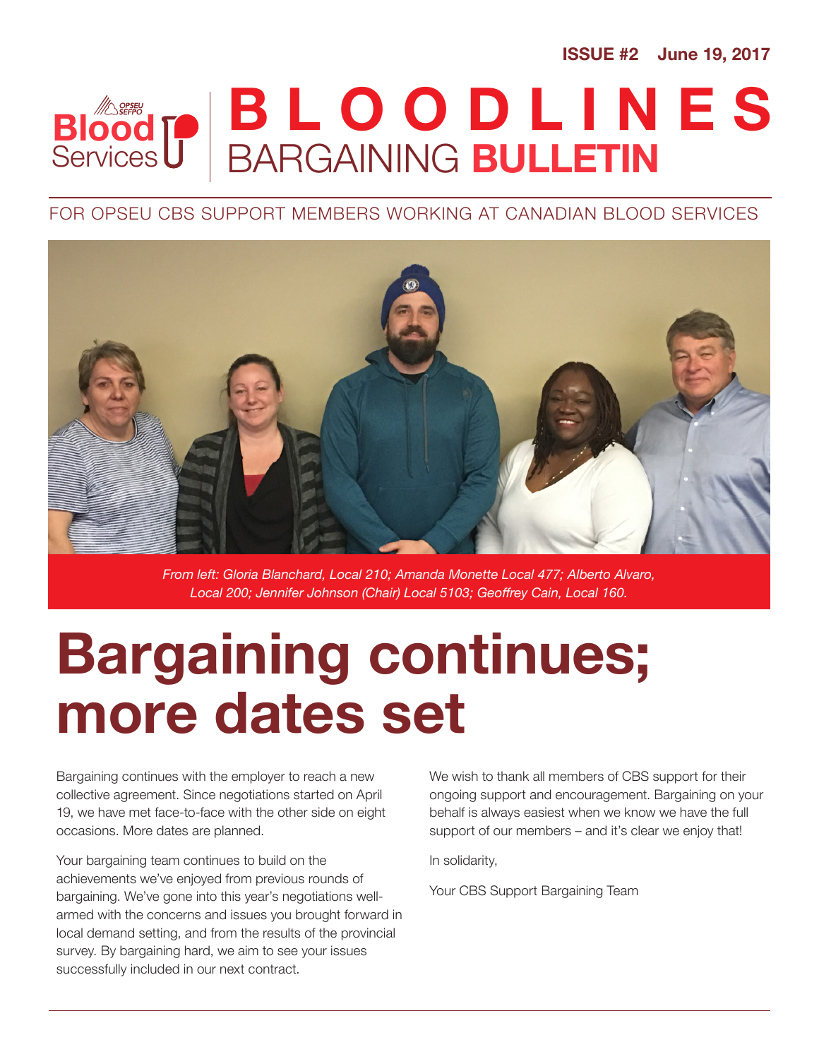**ISSUE #2 June 19, 2017**

Blood Services

# BLOODLINES

## BARGAINING **BULLETIN**

FOR OPSEU CBS SUPPORT MEMBERS WORKING AT CANADIAN BLOOD SERVICES

*From left: Gloria Blanchard, Local 210; Amanda Monette Local 477; Alberto Alvaro, Local 200; Jennifer Johnson (Chair) Local 5103; Geoffrey Cain, Local 160.*

# Bargaining continues; more dates set

Bargaining continues with the employer to reach a new collective agreement. Since negotiations started on April 19, we have met face-to-face with the other side on eight occasions. More dates are planned.

Your bargaining team continues to build on the achievements we've enjoyed from previous rounds of bargaining. We've gone into this year's negotiations well-armed with the concerns and issues you brought forward in local demand setting, and from the results of the provincial survey. By bargaining hard, we aim to see your issues successfully included in our next contract.

We wish to thank all members of CBS support for their ongoing support and encouragement. Bargaining on your behalf is always easiest when we know we have the full support of our members – and it's clear we enjoy that!

In solidarity,

Your CBS Support Bargaining Team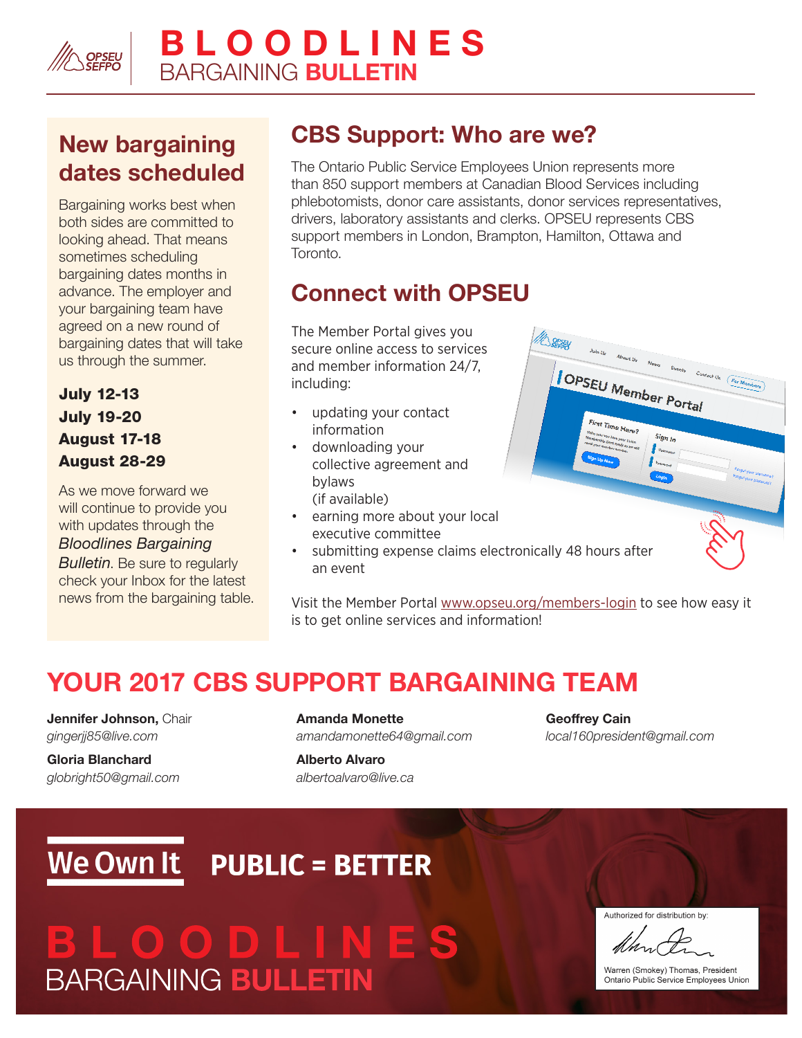# BLOODLINES BARGAINING BULLETIN

## New bargaining dates scheduled

Bargaining works best when both sides are committed to looking ahead. That means sometimes scheduling bargaining dates months in advance. The employer and your bargaining team have agreed on a new round of bargaining dates that will take us through the summer.

**July 12-13**
**July 19-20**
**August 17-18**
**August 28-29**

As we move forward we will continue to provide you with updates through the *Bloodlines Bargaining Bulletin*. Be sure to regularly check your Inbox for the latest news from the bargaining table.

## CBS Support: Who are we?

The Ontario Public Service Employees Union represents more than 850 support members at Canadian Blood Services including phlebotomists, donor care assistants, donor services representatives, drivers, laboratory assistants and clerks. OPSEU represents CBS support members in London, Brampton, Hamilton, Ottawa and Toronto.

## Connect with OPSEU

The Member Portal gives you secure online access to services and member information 24/7, including:

- updating your contact information
- downloading your collective agreement and bylaws (if available)
- earning more about your local executive committee
- submitting expense claims electronically 48 hours after an event

Visit the Member Portal www.opseu.org/members-login to see how easy it is to get online services and information!

## YOUR 2017 CBS SUPPORT BARGAINING TEAM

**Jennifer Johnson,** Chair
*gingerjj85@live.com*

**Gloria Blanchard**
*globright50@gmail.com*

**Amanda Monette**
*amandamonette64@gmail.com*

**Alberto Alvaro**
*albertoalvaro@live.ca*

**Geoffrey Cain**
*local160president@gmail.com*

We Own It PUBLIC = BETTER

BLOODLINES BARGAINING BULLETIN

Authorized for distribution by:

Warren (Smokey) Thomas, President
Ontario Public Service Employees Union